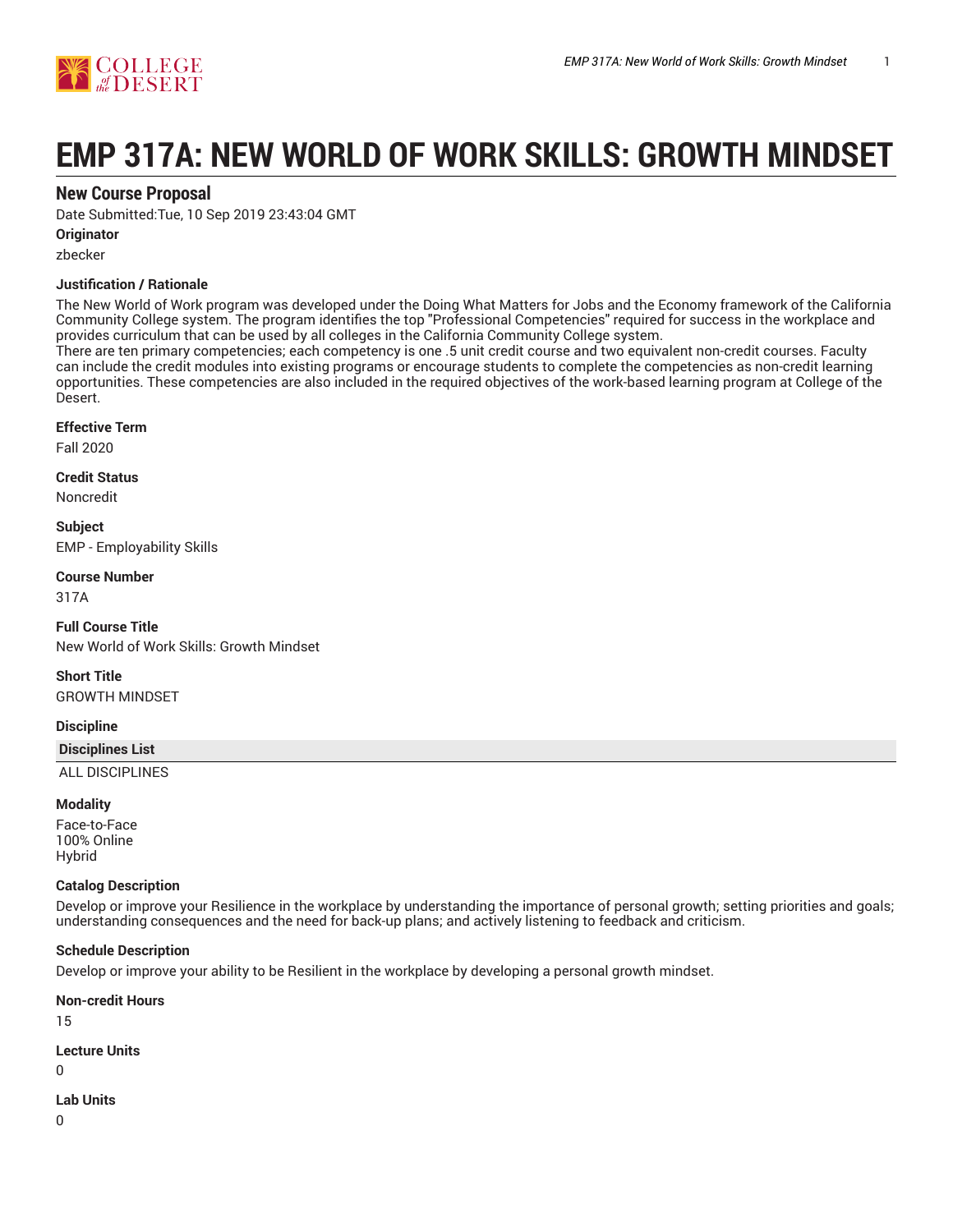# EMP 317A: NEW WORLD OF WORK SKILLS: GROWTH MINDSET

## New Course Proposal

Date Submitted:Tue, 10 Sep 2019 23:43:04 GMT

**Originator**

zbecker

**Justification / Rationale**

The New World of Work program was developed under the Doing What Matters for Jobs and the Economy framework of the California Community College system. The program identifies the top "Professional Competencies" required for success in the workplace and provides curriculum that can be used by all colleges in the California Community College system.
There are ten primary competencies; each competency is one .5 unit credit course and two equivalent non-credit courses. Faculty can include the credit modules into existing programs or encourage students to complete the competencies as non-credit learning opportunities. These competencies are also included in the required objectives of the work-based learning program at College of the Desert.

**Effective Term**

Fall 2020

**Credit Status**

Noncredit

**Subject**

EMP - Employability Skills

**Course Number**

317A

**Full Course Title**

New World of Work Skills: Growth Mindset

**Short Title**

GROWTH MINDSET

**Discipline**

| Disciplines List |
| --- |
| ALL DISCIPLINES |

**Modality**

Face-to-Face
100% Online
Hybrid

**Catalog Description**

Develop or improve your Resilience in the workplace by understanding the importance of personal growth; setting priorities and goals; understanding consequences and the need for back-up plans; and actively listening to feedback and criticism.

**Schedule Description**

Develop or improve your ability to be Resilient in the workplace by developing a personal growth mindset.

**Non-credit Hours**

15

**Lecture Units**

0

**Lab Units**

0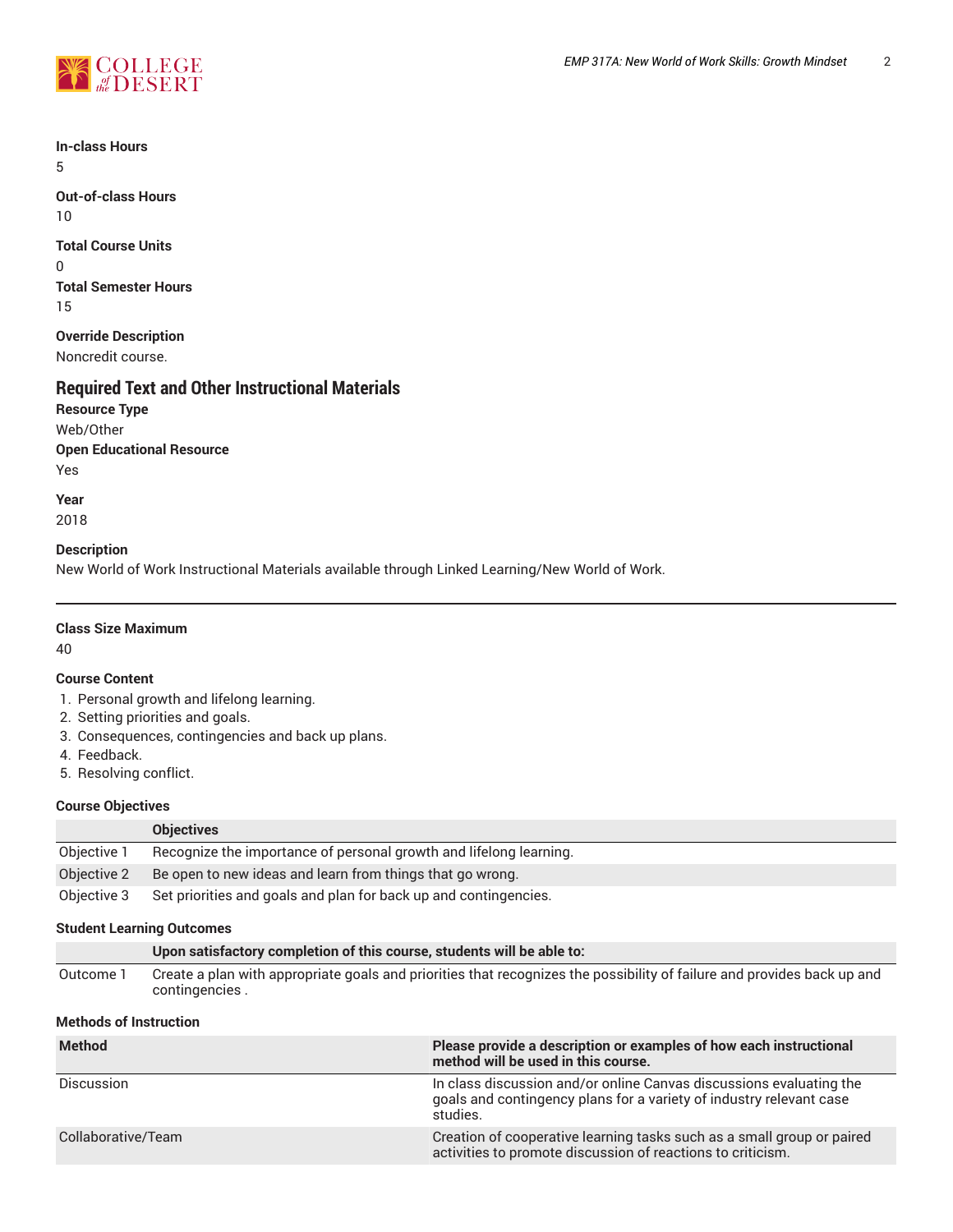**In-class Hours**

5

**Out-of-class Hours**

10

**Total Course Units**

0

**Total Semester Hours**

15

**Override Description**

Noncredit course.

## Required Text and Other Instructional Materials

**Resource Type**

Web/Other

**Open Educational Resource**

Yes

**Year**

2018

**Description**

New World of Work Instructional Materials available through Linked Learning/New World of Work.

---

**Class Size Maximum**

40

**Course Content**

1. Personal growth and lifelong learning.
2. Setting priorities and goals.
3. Consequences, contingencies and back up plans.
4. Feedback.
5. Resolving conflict.

**Course Objectives**

| | Objectives |
|---|---|
| Objective 1 | Recognize the importance of personal growth and lifelong learning. |
| Objective 2 | Be open to new ideas and learn from things that go wrong. |
| Objective 3 | Set priorities and goals and plan for back up and contingencies. |

**Student Learning Outcomes**

| | Upon satisfactory completion of this course, students will be able to: |
|---|---|
| Outcome 1 | Create a plan with appropriate goals and priorities that recognizes the possibility of failure and provides back up and contingencies . |

**Methods of Instruction**

| Method | Please provide a description or examples of how each instructional method will be used in this course. |
|---|---|
| Discussion | In class discussion and/or online Canvas discussions evaluating the goals and contingency plans for a variety of industry relevant case studies. |
| Collaborative/Team | Creation of cooperative learning tasks such as a small group or paired activities to promote discussion of reactions to criticism. |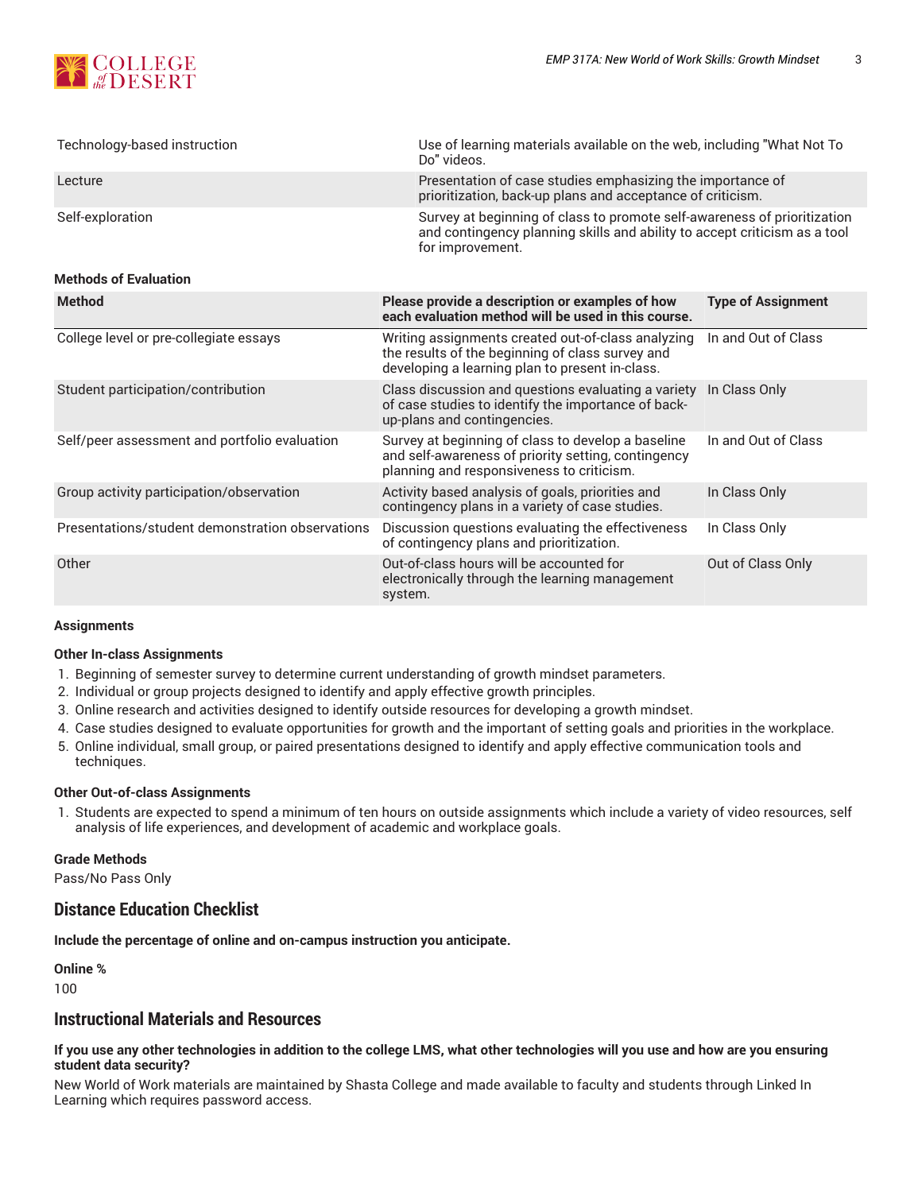| | |
|---|---|
| Technology-based instruction | Use of learning materials available on the web, including "What Not To Do" videos. |
| Lecture | Presentation of case studies emphasizing the importance of prioritization, back-up plans and acceptance of criticism. |
| Self-exploration | Survey at beginning of class to promote self-awareness of prioritization and contingency planning skills and ability to accept criticism as a tool for improvement. |

#### Methods of Evaluation

| Method | Please provide a description or examples of how each evaluation method will be used in this course. | Type of Assignment |
|---|---|---|
| College level or pre-collegiate essays | Writing assignments created out-of-class analyzing the results of the beginning of class survey and developing a learning plan to present in-class. | In and Out of Class |
| Student participation/contribution | Class discussion and questions evaluating a variety of case studies to identify the importance of back-up-plans and contingencies. | In Class Only |
| Self/peer assessment and portfolio evaluation | Survey at beginning of class to develop a baseline and self-awareness of priority setting, contingency planning and responsiveness to criticism. | In and Out of Class |
| Group activity participation/observation | Activity based analysis of goals, priorities and contingency plans in a variety of case studies. | In Class Only |
| Presentations/student demonstration observations | Discussion questions evaluating the effectiveness of contingency plans and prioritization. | In Class Only |
| Other | Out-of-class hours will be accounted for electronically through the learning management system. | Out of Class Only |

#### Assignments

**Other In-class Assignments**

1. Beginning of semester survey to determine current understanding of growth mindset parameters.
2. Individual or group projects designed to identify and apply effective growth principles.
3. Online research and activities designed to identify outside resources for developing a growth mindset.
4. Case studies designed to evaluate opportunities for growth and the important of setting goals and priorities in the workplace.
5. Online individual, small group, or paired presentations designed to identify and apply effective communication tools and techniques.

**Other Out-of-class Assignments**

1. Students are expected to spend a minimum of ten hours on outside assignments which include a variety of video resources, self analysis of life experiences, and development of academic and workplace goals.

**Grade Methods**

Pass/No Pass Only

## Distance Education Checklist

**Include the percentage of online and on-campus instruction you anticipate.**

**Online %**

100

## Instructional Materials and Resources

**If you use any other technologies in addition to the college LMS, what other technologies will you use and how are you ensuring student data security?**

New World of Work materials are maintained by Shasta College and made available to faculty and students through Linked In Learning which requires password access.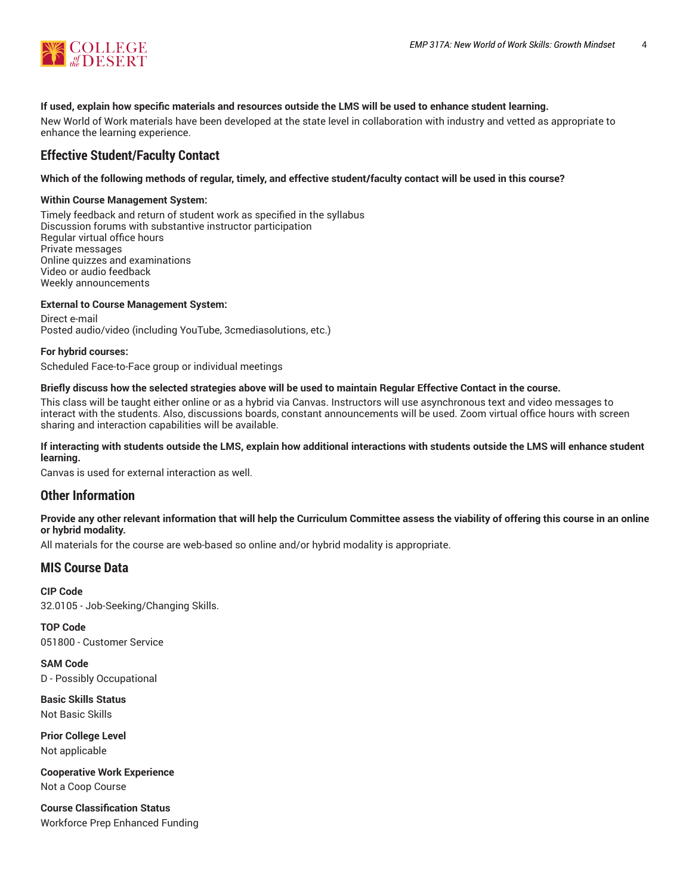**If used, explain how specific materials and resources outside the LMS will be used to enhance student learning.**

New World of Work materials have been developed at the state level in collaboration with industry and vetted as appropriate to enhance the learning experience.

## Effective Student/Faculty Contact

**Which of the following methods of regular, timely, and effective student/faculty contact will be used in this course?**

**Within Course Management System:**

Timely feedback and return of student work as specified in the syllabus
Discussion forums with substantive instructor participation
Regular virtual office hours
Private messages
Online quizzes and examinations
Video or audio feedback
Weekly announcements

**External to Course Management System:**

Direct e-mail
Posted audio/video (including YouTube, 3cmediasolutions, etc.)

**For hybrid courses:**

Scheduled Face-to-Face group or individual meetings

**Briefly discuss how the selected strategies above will be used to maintain Regular Effective Contact in the course.**

This class will be taught either online or as a hybrid via Canvas. Instructors will use asynchronous text and video messages to interact with the students. Also, discussions boards, constant announcements will be used. Zoom virtual office hours with screen sharing and interaction capabilities will be available.

**If interacting with students outside the LMS, explain how additional interactions with students outside the LMS will enhance student learning.**

Canvas is used for external interaction as well.

## Other Information

**Provide any other relevant information that will help the Curriculum Committee assess the viability of offering this course in an online or hybrid modality.**

All materials for the course are web-based so online and/or hybrid modality is appropriate.

## MIS Course Data

**CIP Code**
32.0105 - Job-Seeking/Changing Skills.

**TOP Code**
051800 - Customer Service

**SAM Code**
D - Possibly Occupational

**Basic Skills Status**
Not Basic Skills

**Prior College Level**
Not applicable

**Cooperative Work Experience**
Not a Coop Course

**Course Classification Status**
Workforce Prep Enhanced Funding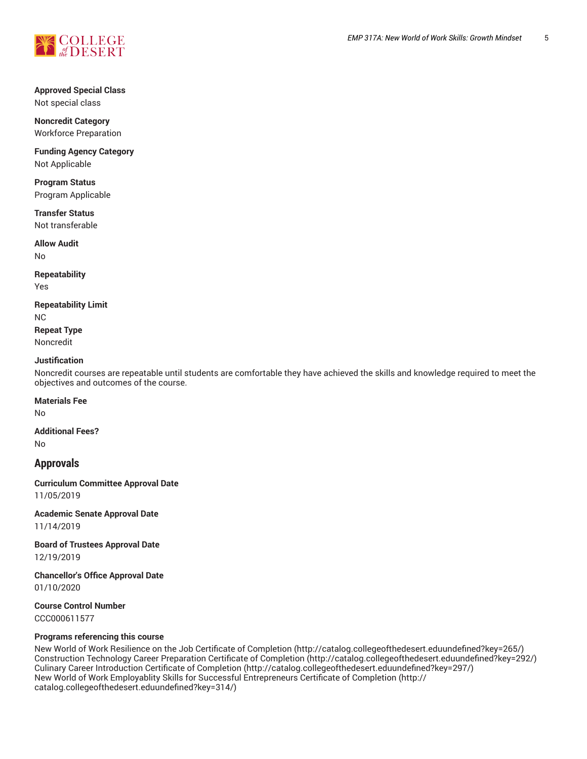**Approved Special Class**
Not special class

**Noncredit Category**
Workforce Preparation

**Funding Agency Category**
Not Applicable

**Program Status**
Program Applicable

**Transfer Status**
Not transferable

**Allow Audit**
No

**Repeatability**
Yes

**Repeatability Limit**
NC

**Repeat Type**
Noncredit

**Justification**
Noncredit courses are repeatable until students are comfortable they have achieved the skills and knowledge required to meet the objectives and outcomes of the course.

**Materials Fee**
No

**Additional Fees?**
No

## Approvals

**Curriculum Committee Approval Date**
11/05/2019

**Academic Senate Approval Date**
11/14/2019

**Board of Trustees Approval Date**
12/19/2019

**Chancellor's Office Approval Date**
01/10/2020

**Course Control Number**
CCC000611577

**Programs referencing this course**
New World of Work Resilience on the Job Certificate of Completion (http://catalog.collegeofthedesert.eduundefined?key=265/)
Construction Technology Career Preparation Certificate of Completion (http://catalog.collegeofthedesert.eduundefined?key=292/)
Culinary Career Introduction Certificate of Completion (http://catalog.collegeofthedesert.eduundefined?key=297/)
New World of Work Employablity Skills for Successful Entrepreneurs Certificate of Completion (http://catalog.collegeofthedesert.eduundefined?key=314/)